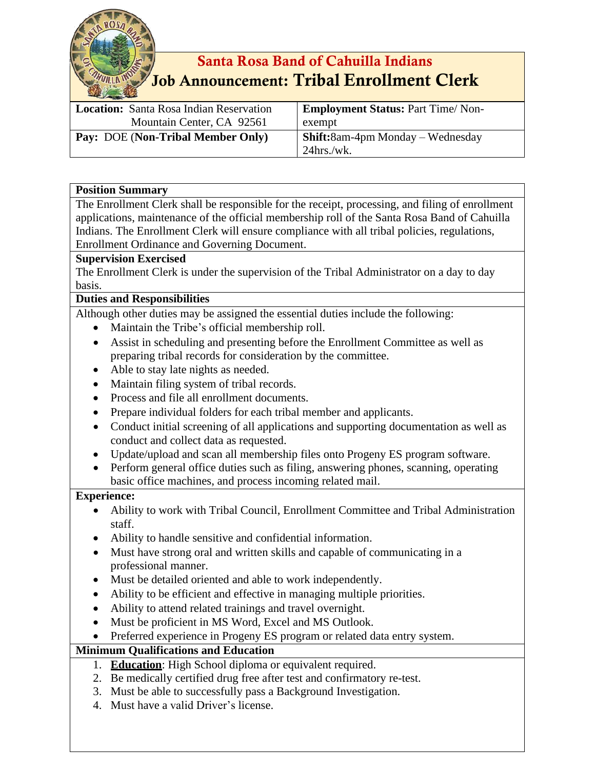# Santa Rosa Band of Cahuilla Indians

## Job Announcement: Tribal Enrollment Clerk

| **Location:** Santa Rosa Indian Reservation Mountain Center, CA 92561 | **Employment Status:** Part Time/ Non-exempt |
|---|---|
| **Pay:** DOE (**Non-Tribal Member Only**) | **Shift:**8am-4pm Monday – Wednesday 24hrs./wk. |

**Position Summary**

The Enrollment Clerk shall be responsible for the receipt, processing, and filing of enrollment applications, maintenance of the official membership roll of the Santa Rosa Band of Cahuilla Indians. The Enrollment Clerk will ensure compliance with all tribal policies, regulations, Enrollment Ordinance and Governing Document.

**Supervision Exercised**

The Enrollment Clerk is under the supervision of the Tribal Administrator on a day to day basis.

**Duties and Responsibilities**

Although other duties may be assigned the essential duties include the following:

- Maintain the Tribe's official membership roll.
- Assist in scheduling and presenting before the Enrollment Committee as well as preparing tribal records for consideration by the committee.
- Able to stay late nights as needed.
- Maintain filing system of tribal records.
- Process and file all enrollment documents.
- Prepare individual folders for each tribal member and applicants.
- Conduct initial screening of all applications and supporting documentation as well as conduct and collect data as requested.
- Update/upload and scan all membership files onto Progeny ES program software.
- Perform general office duties such as filing, answering phones, scanning, operating basic office machines, and process incoming related mail.

**Experience:**

- Ability to work with Tribal Council, Enrollment Committee and Tribal Administration staff.
- Ability to handle sensitive and confidential information.
- Must have strong oral and written skills and capable of communicating in a professional manner.
- Must be detailed oriented and able to work independently.
- Ability to be efficient and effective in managing multiple priorities.
- Ability to attend related trainings and travel overnight.
- Must be proficient in MS Word, Excel and MS Outlook.
- Preferred experience in Progeny ES program or related data entry system.

**Minimum Qualifications and Education**

1. **Education**: High School diploma or equivalent required.
2. Be medically certified drug free after test and confirmatory re-test.
3. Must be able to successfully pass a Background Investigation.
4. Must have a valid Driver's license.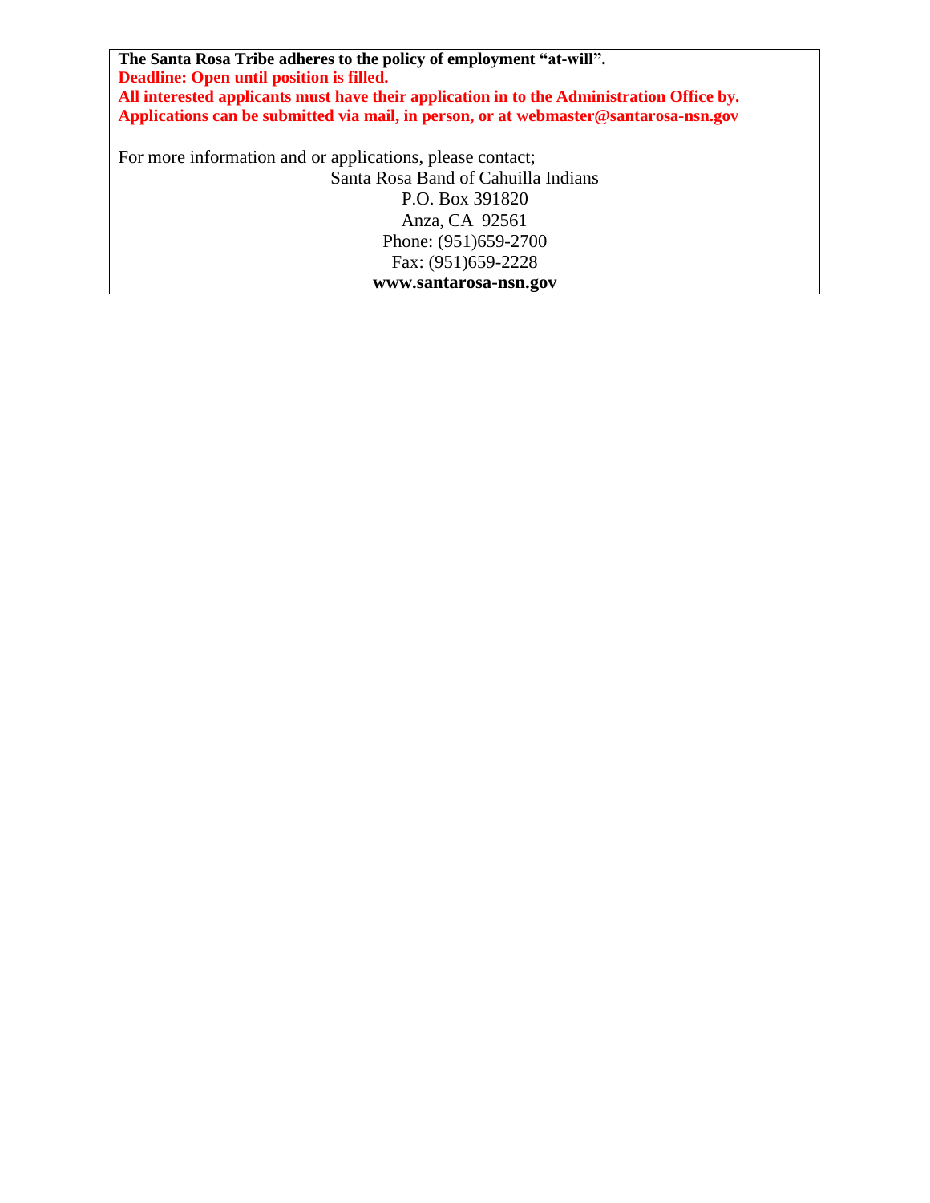**The Santa Rosa Tribe adheres to the policy of employment "at-will".**
**Deadline: Open until position is filled.**
**All interested applicants must have their application in to the Administration Office by.**
**Applications can be submitted via mail, in person, or at webmaster@santarosa-nsn.gov**

For more information and or applications, please contact;

Santa Rosa Band of Cahuilla Indians
P.O. Box 391820
Anza, CA 92561
Phone: (951)659-2700
Fax: (951)659-2228
**www.santarosa-nsn.gov**